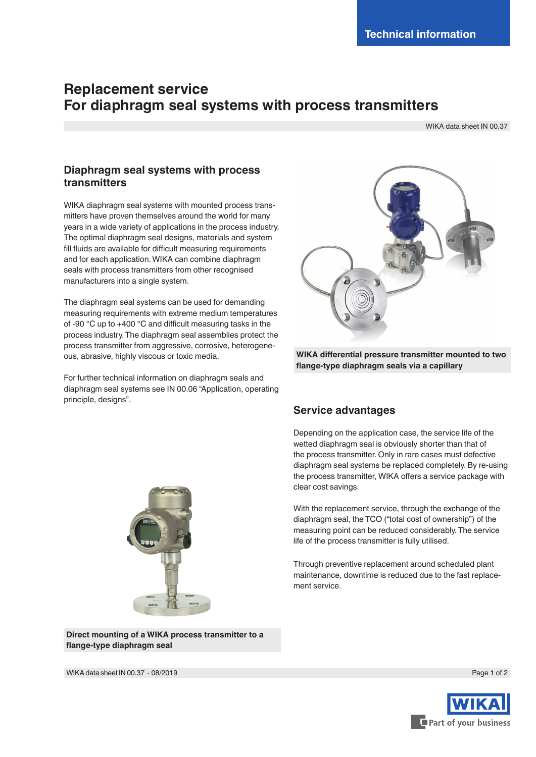# Replacement service
# For diaphragm seal systems with process transmitters

WIKA data sheet IN 00.37

## Diaphragm seal systems with process transmitters

WIKA diaphragm seal systems with mounted process transmitters have proven themselves around the world for many years in a wide variety of applications in the process industry. The optimal diaphragm seal designs, materials and system fill fluids are available for difficult measuring requirements and for each application. WIKA can combine diaphragm seals with process transmitters from other recognised manufacturers into a single system.

The diaphragm seal systems can be used for demanding measuring requirements with extreme medium temperatures of -90 °C up to +400 °C and difficult measuring tasks in the process industry. The diaphragm seal assemblies protect the process transmitter from aggressive, corrosive, heterogeneous, abrasive, highly viscous or toxic media.

For further technical information on diaphragm seals and diaphragm seal systems see IN 00.06 “Application, operating principle, designs”.

**WIKA differential pressure transmitter mounted to two flange-type diaphragm seals via a capillary**

**Direct mounting of a WIKA process transmitter to a flange-type diaphragm seal**

## Service advantages

Depending on the application case, the service life of the wetted diaphragm seal is obviously shorter than that of the process transmitter. Only in rare cases must defective diaphragm seal systems be replaced completely. By re-using the process transmitter, WIKA offers a service package with clear cost savings.

With the replacement service, through the exchange of the diaphragm seal, the TCO (“total cost of ownership”) of the measuring point can be reduced considerably. The service life of the process transmitter is fully utilised.

Through preventive replacement around scheduled plant maintenance, downtime is reduced due to the fast replacement service.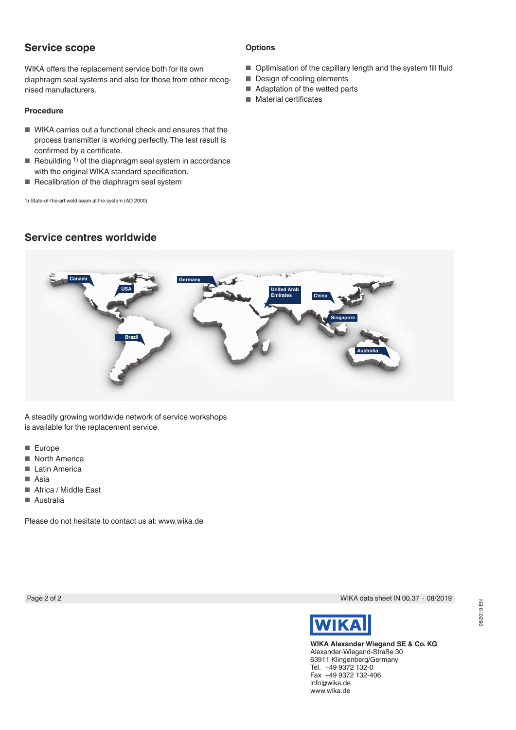## Service scope

WIKA offers the replacement service both for its own diaphragm seal systems and also for those from other recognised manufacturers.

### Procedure

- WIKA carries out a functional check and ensures that the process transmitter is working perfectly. The test result is confirmed by a certificate.
- Rebuilding [1] of the diaphragm seal system in accordance with the original WIKA standard specification.
- Recalibration of the diaphragm seal system

1) State-of-the-art weld seam at the system (AD 2000)

### Options

- Optimisation of the capillary length and the system fill fluid
- Design of cooling elements
- Adaptation of the wetted parts
- Material certificates

## Service centres worldwide

Canada
USA
Brazil
Germany
United Arab Emirates
China
Singapore
Australia

A steadily growing worldwide network of service workshops is available for the replacement service.

- Europe
- North America
- Latin America
- Asia
- Africa / Middle East
- Australia

Please do not hesitate to contact us at: www.wika.de

**WIKA Alexander Wiegand SE & Co. KG**
Alexander-Wiegand-Straße 30
63911 Klingenberg/Germany
Tel. +49 9372 132-0
Fax +49 9372 132-406
info@wika.de
www.wika.de